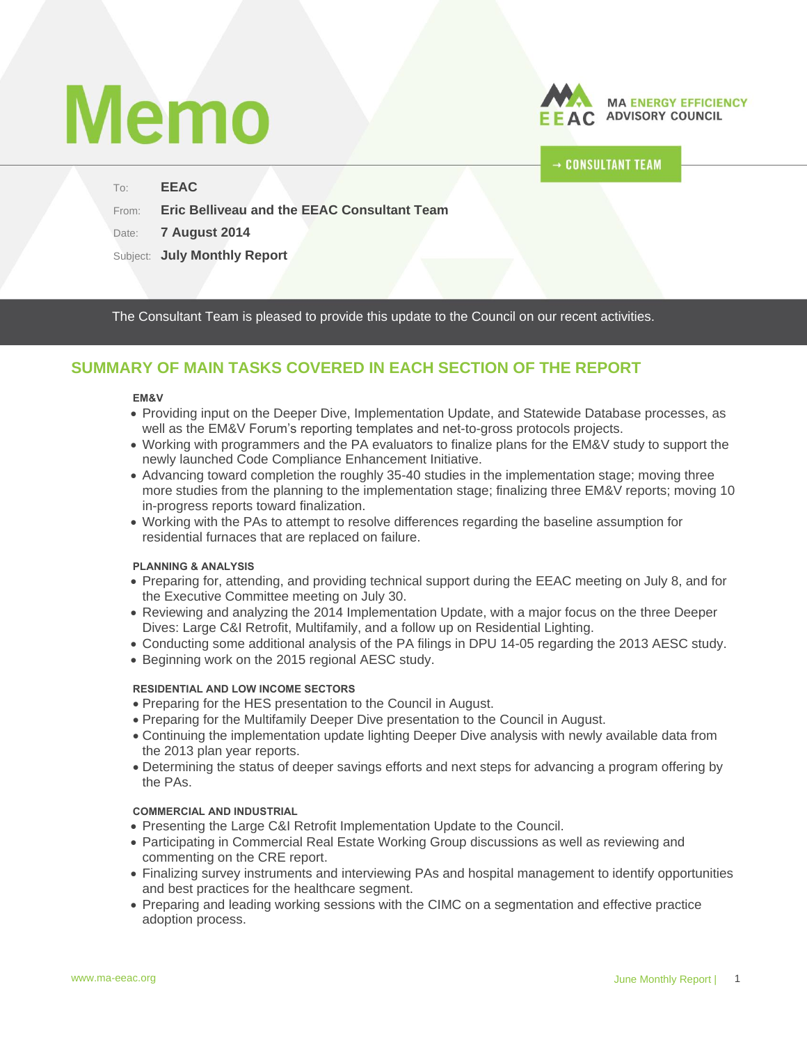# Memo

MA ENERGY EFFICIENCY ADVISORY COUNCIL

→ CONSULTANT TEAM

To: **EEAC**

From: **Eric Belliveau and the EEAC Consultant Team**

Date: **7 August 2014**

Subject: **July Monthly Report**

The Consultant Team is pleased to provide this update to the Council on our recent activities.

## SUMMARY OF MAIN TASKS COVERED IN EACH SECTION OF THE REPORT

**EM&V**

- Providing input on the Deeper Dive, Implementation Update, and Statewide Database processes, as well as the EM&V Forum's reporting templates and net-to-gross protocols projects.
- Working with programmers and the PA evaluators to finalize plans for the EM&V study to support the newly launched Code Compliance Enhancement Initiative.
- Advancing toward completion the roughly 35-40 studies in the implementation stage; moving three more studies from the planning to the implementation stage; finalizing three EM&V reports; moving 10 in-progress reports toward finalization.
- Working with the PAs to attempt to resolve differences regarding the baseline assumption for residential furnaces that are replaced on failure.

**PLANNING & ANALYSIS**

- Preparing for, attending, and providing technical support during the EEAC meeting on July 8, and for the Executive Committee meeting on July 30.
- Reviewing and analyzing the 2014 Implementation Update, with a major focus on the three Deeper Dives: Large C&I Retrofit, Multifamily, and a follow up on Residential Lighting.
- Conducting some additional analysis of the PA filings in DPU 14-05 regarding the 2013 AESC study.
- Beginning work on the 2015 regional AESC study.

**RESIDENTIAL AND LOW INCOME SECTORS**

- Preparing for the HES presentation to the Council in August.
- Preparing for the Multifamily Deeper Dive presentation to the Council in August.
- Continuing the implementation update lighting Deeper Dive analysis with newly available data from the 2013 plan year reports.
- Determining the status of deeper savings efforts and next steps for advancing a program offering by the PAs.

**COMMERCIAL AND INDUSTRIAL**

- Presenting the Large C&I Retrofit Implementation Update to the Council.
- Participating in Commercial Real Estate Working Group discussions as well as reviewing and commenting on the CRE report.
- Finalizing survey instruments and interviewing PAs and hospital management to identify opportunities and best practices for the healthcare segment.
- Preparing and leading working sessions with the CIMC on a segmentation and effective practice adoption process.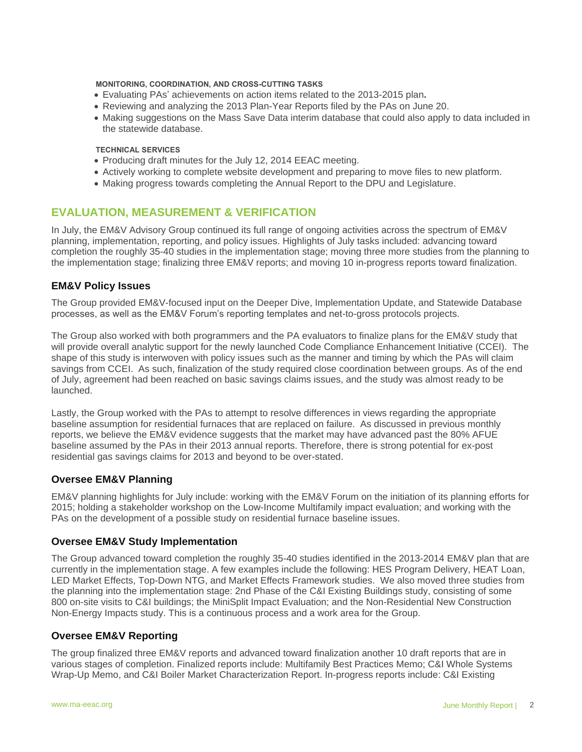**MONITORING, COORDINATION, AND CROSS-CUTTING TASKS**

- Evaluating PAs' achievements on action items related to the 2013-2015 plan**.**
- Reviewing and analyzing the 2013 Plan-Year Reports filed by the PAs on June 20.
- Making suggestions on the Mass Save Data interim database that could also apply to data included in the statewide database.

**TECHNICAL SERVICES**

- Producing draft minutes for the July 12, 2014 EEAC meeting.
- Actively working to complete website development and preparing to move files to new platform.
- Making progress towards completing the Annual Report to the DPU and Legislature.

## EVALUATION, MEASUREMENT & VERIFICATION

In July, the EM&V Advisory Group continued its full range of ongoing activities across the spectrum of EM&V planning, implementation, reporting, and policy issues. Highlights of July tasks included: advancing toward completion the roughly 35-40 studies in the implementation stage; moving three more studies from the planning to the implementation stage; finalizing three EM&V reports; and moving 10 in-progress reports toward finalization.

### EM&V Policy Issues

The Group provided EM&V-focused input on the Deeper Dive, Implementation Update, and Statewide Database processes, as well as the EM&V Forum's reporting templates and net-to-gross protocols projects.

The Group also worked with both programmers and the PA evaluators to finalize plans for the EM&V study that will provide overall analytic support for the newly launched Code Compliance Enhancement Initiative (CCEI). The shape of this study is interwoven with policy issues such as the manner and timing by which the PAs will claim savings from CCEI. As such, finalization of the study required close coordination between groups. As of the end of July, agreement had been reached on basic savings claims issues, and the study was almost ready to be launched.

Lastly, the Group worked with the PAs to attempt to resolve differences in views regarding the appropriate baseline assumption for residential furnaces that are replaced on failure. As discussed in previous monthly reports, we believe the EM&V evidence suggests that the market may have advanced past the 80% AFUE baseline assumed by the PAs in their 2013 annual reports. Therefore, there is strong potential for ex-post residential gas savings claims for 2013 and beyond to be over-stated.

### Oversee EM&V Planning

EM&V planning highlights for July include: working with the EM&V Forum on the initiation of its planning efforts for 2015; holding a stakeholder workshop on the Low-Income Multifamily impact evaluation; and working with the PAs on the development of a possible study on residential furnace baseline issues.

### Oversee EM&V Study Implementation

The Group advanced toward completion the roughly 35-40 studies identified in the 2013-2014 EM&V plan that are currently in the implementation stage. A few examples include the following: HES Program Delivery, HEAT Loan, LED Market Effects, Top-Down NTG, and Market Effects Framework studies. We also moved three studies from the planning into the implementation stage: 2nd Phase of the C&I Existing Buildings study, consisting of some 800 on-site visits to C&I buildings; the MiniSplit Impact Evaluation; and the Non-Residential New Construction Non-Energy Impacts study. This is a continuous process and a work area for the Group.

### Oversee EM&V Reporting

The group finalized three EM&V reports and advanced toward finalization another 10 draft reports that are in various stages of completion. Finalized reports include: Multifamily Best Practices Memo; C&I Whole Systems Wrap-Up Memo, and C&I Boiler Market Characterization Report. In-progress reports include: C&I Existing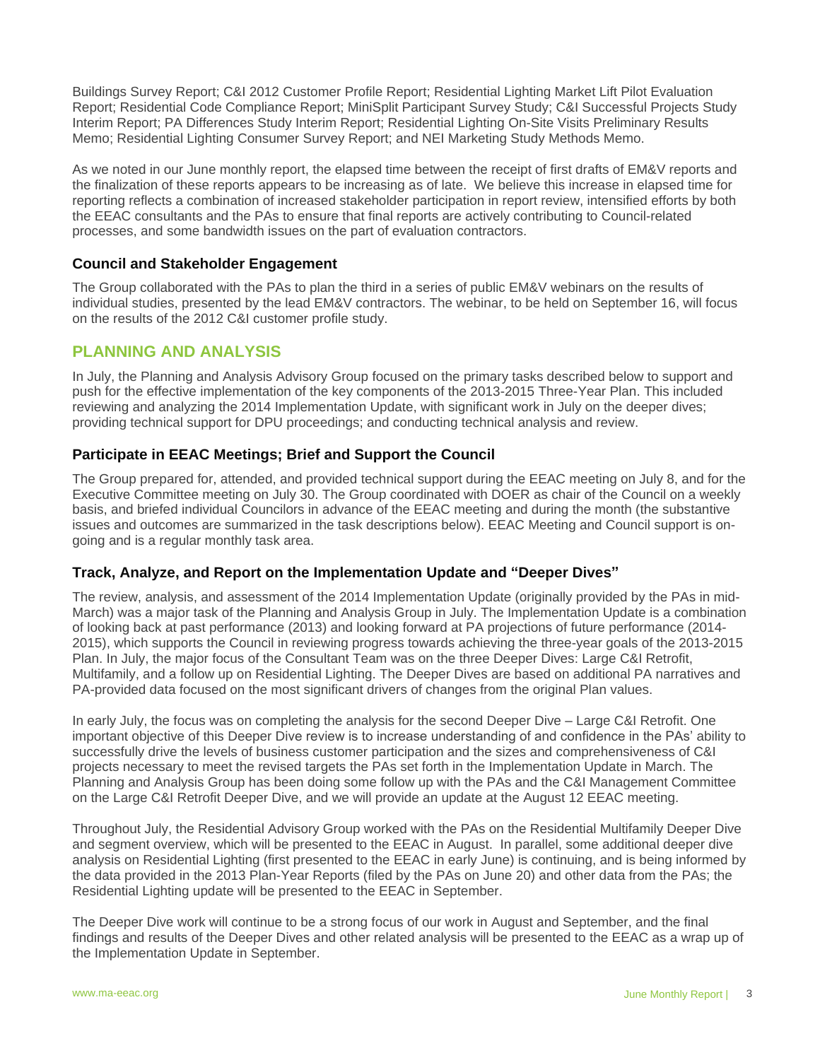Buildings Survey Report; C&I 2012 Customer Profile Report; Residential Lighting Market Lift Pilot Evaluation Report; Residential Code Compliance Report; MiniSplit Participant Survey Study; C&I Successful Projects Study Interim Report; PA Differences Study Interim Report; Residential Lighting On-Site Visits Preliminary Results Memo; Residential Lighting Consumer Survey Report; and NEI Marketing Study Methods Memo.

As we noted in our June monthly report, the elapsed time between the receipt of first drafts of EM&V reports and the finalization of these reports appears to be increasing as of late. We believe this increase in elapsed time for reporting reflects a combination of increased stakeholder participation in report review, intensified efforts by both the EEAC consultants and the PAs to ensure that final reports are actively contributing to Council-related processes, and some bandwidth issues on the part of evaluation contractors.

### Council and Stakeholder Engagement

The Group collaborated with the PAs to plan the third in a series of public EM&V webinars on the results of individual studies, presented by the lead EM&V contractors. The webinar, to be held on September 16, will focus on the results of the 2012 C&I customer profile study.

## PLANNING AND ANALYSIS

In July, the Planning and Analysis Advisory Group focused on the primary tasks described below to support and push for the effective implementation of the key components of the 2013-2015 Three-Year Plan. This included reviewing and analyzing the 2014 Implementation Update, with significant work in July on the deeper dives; providing technical support for DPU proceedings; and conducting technical analysis and review.

### Participate in EEAC Meetings; Brief and Support the Council

The Group prepared for, attended, and provided technical support during the EEAC meeting on July 8, and for the Executive Committee meeting on July 30. The Group coordinated with DOER as chair of the Council on a weekly basis, and briefed individual Councilors in advance of the EEAC meeting and during the month (the substantive issues and outcomes are summarized in the task descriptions below). EEAC Meeting and Council support is on-going and is a regular monthly task area.

### Track, Analyze, and Report on the Implementation Update and "Deeper Dives"

The review, analysis, and assessment of the 2014 Implementation Update (originally provided by the PAs in mid-March) was a major task of the Planning and Analysis Group in July. The Implementation Update is a combination of looking back at past performance (2013) and looking forward at PA projections of future performance (2014-2015), which supports the Council in reviewing progress towards achieving the three-year goals of the 2013-2015 Plan. In July, the major focus of the Consultant Team was on the three Deeper Dives: Large C&I Retrofit, Multifamily, and a follow up on Residential Lighting. The Deeper Dives are based on additional PA narratives and PA-provided data focused on the most significant drivers of changes from the original Plan values.

In early July, the focus was on completing the analysis for the second Deeper Dive – Large C&I Retrofit. One important objective of this Deeper Dive review is to increase understanding of and confidence in the PAs' ability to successfully drive the levels of business customer participation and the sizes and comprehensiveness of C&I projects necessary to meet the revised targets the PAs set forth in the Implementation Update in March. The Planning and Analysis Group has been doing some follow up with the PAs and the C&I Management Committee on the Large C&I Retrofit Deeper Dive, and we will provide an update at the August 12 EEAC meeting.

Throughout July, the Residential Advisory Group worked with the PAs on the Residential Multifamily Deeper Dive and segment overview, which will be presented to the EEAC in August. In parallel, some additional deeper dive analysis on Residential Lighting (first presented to the EEAC in early June) is continuing, and is being informed by the data provided in the 2013 Plan-Year Reports (filed by the PAs on June 20) and other data from the PAs; the Residential Lighting update will be presented to the EEAC in September.

The Deeper Dive work will continue to be a strong focus of our work in August and September, and the final findings and results of the Deeper Dives and other related analysis will be presented to the EEAC as a wrap up of the Implementation Update in September.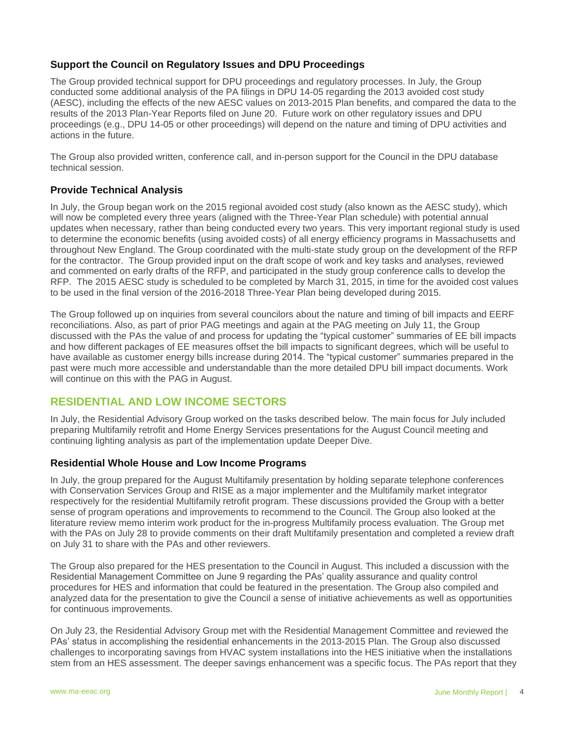### Support the Council on Regulatory Issues and DPU Proceedings

The Group provided technical support for DPU proceedings and regulatory processes. In July, the Group conducted some additional analysis of the PA filings in DPU 14-05 regarding the 2013 avoided cost study (AESC), including the effects of the new AESC values on 2013-2015 Plan benefits, and compared the data to the results of the 2013 Plan-Year Reports filed on June 20. Future work on other regulatory issues and DPU proceedings (e.g., DPU 14-05 or other proceedings) will depend on the nature and timing of DPU activities and actions in the future.

The Group also provided written, conference call, and in-person support for the Council in the DPU database technical session.

### Provide Technical Analysis

In July, the Group began work on the 2015 regional avoided cost study (also known as the AESC study), which will now be completed every three years (aligned with the Three-Year Plan schedule) with potential annual updates when necessary, rather than being conducted every two years. This very important regional study is used to determine the economic benefits (using avoided costs) of all energy efficiency programs in Massachusetts and throughout New England. The Group coordinated with the multi-state study group on the development of the RFP for the contractor. The Group provided input on the draft scope of work and key tasks and analyses, reviewed and commented on early drafts of the RFP, and participated in the study group conference calls to develop the RFP. The 2015 AESC study is scheduled to be completed by March 31, 2015, in time for the avoided cost values to be used in the final version of the 2016-2018 Three-Year Plan being developed during 2015.

The Group followed up on inquiries from several councilors about the nature and timing of bill impacts and EERF reconciliations. Also, as part of prior PAG meetings and again at the PAG meeting on July 11, the Group discussed with the PAs the value of and process for updating the "typical customer" summaries of EE bill impacts and how different packages of EE measures offset the bill impacts to significant degrees, which will be useful to have available as customer energy bills increase during 2014. The "typical customer" summaries prepared in the past were much more accessible and understandable than the more detailed DPU bill impact documents. Work will continue on this with the PAG in August.

## RESIDENTIAL AND LOW INCOME SECTORS

In July, the Residential Advisory Group worked on the tasks described below. The main focus for July included preparing Multifamily retrofit and Home Energy Services presentations for the August Council meeting and continuing lighting analysis as part of the implementation update Deeper Dive.

### Residential Whole House and Low Income Programs

In July, the group prepared for the August Multifamily presentation by holding separate telephone conferences with Conservation Services Group and RISE as a major implementer and the Multifamily market integrator respectively for the residential Multifamily retrofit program. These discussions provided the Group with a better sense of program operations and improvements to recommend to the Council. The Group also looked at the literature review memo interim work product for the in-progress Multifamily process evaluation. The Group met with the PAs on July 28 to provide comments on their draft Multifamily presentation and completed a review draft on July 31 to share with the PAs and other reviewers.

The Group also prepared for the HES presentation to the Council in August. This included a discussion with the Residential Management Committee on June 9 regarding the PAs' quality assurance and quality control procedures for HES and information that could be featured in the presentation. The Group also compiled and analyzed data for the presentation to give the Council a sense of initiative achievements as well as opportunities for continuous improvements.

On July 23, the Residential Advisory Group met with the Residential Management Committee and reviewed the PAs' status in accomplishing the residential enhancements in the 2013-2015 Plan. The Group also discussed challenges to incorporating savings from HVAC system installations into the HES initiative when the installations stem from an HES assessment. The deeper savings enhancement was a specific focus. The PAs report that they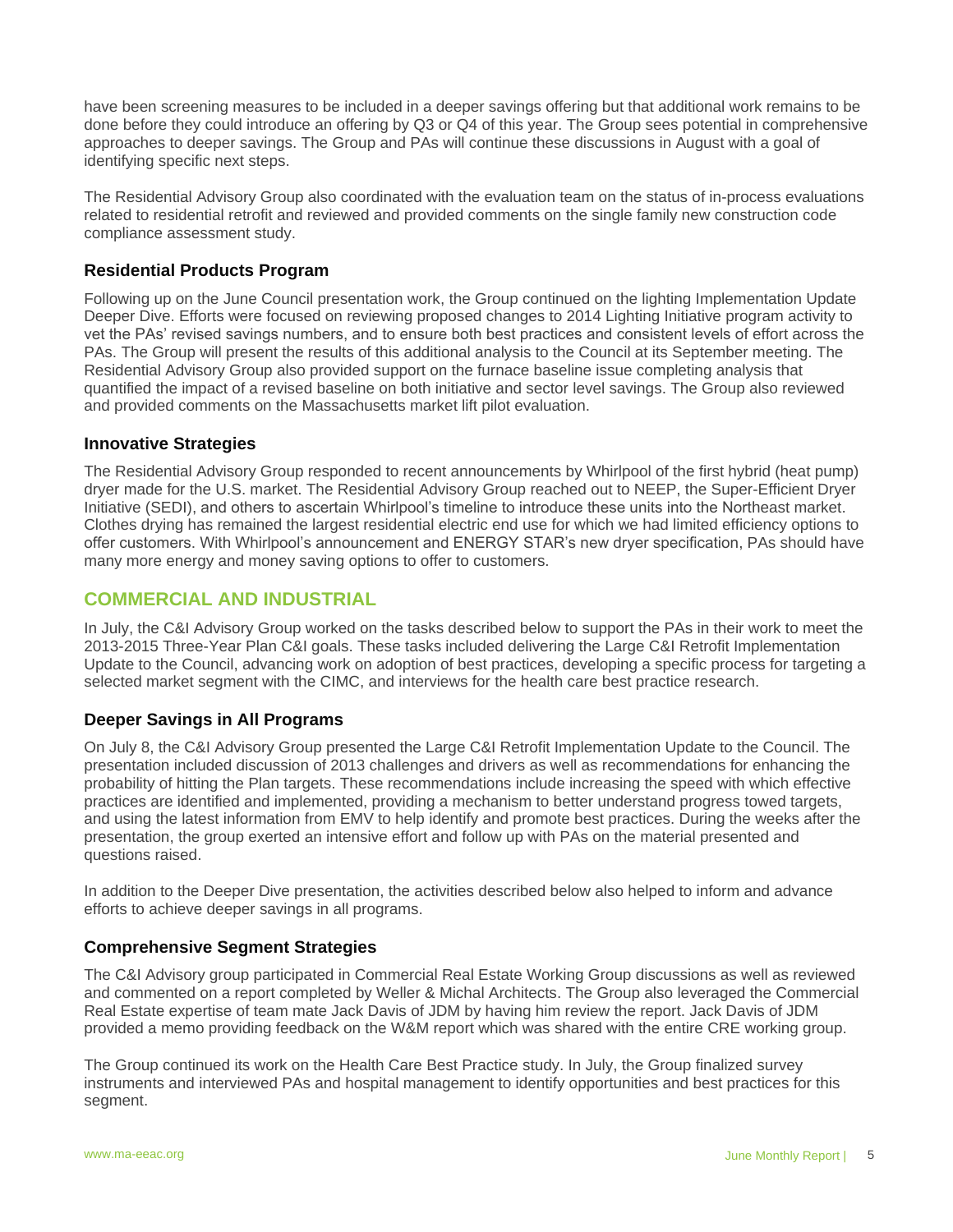have been screening measures to be included in a deeper savings offering but that additional work remains to be done before they could introduce an offering by Q3 or Q4 of this year. The Group sees potential in comprehensive approaches to deeper savings. The Group and PAs will continue these discussions in August with a goal of identifying specific next steps.

The Residential Advisory Group also coordinated with the evaluation team on the status of in-process evaluations related to residential retrofit and reviewed and provided comments on the single family new construction code compliance assessment study.

### Residential Products Program

Following up on the June Council presentation work, the Group continued on the lighting Implementation Update Deeper Dive. Efforts were focused on reviewing proposed changes to 2014 Lighting Initiative program activity to vet the PAs' revised savings numbers, and to ensure both best practices and consistent levels of effort across the PAs. The Group will present the results of this additional analysis to the Council at its September meeting. The Residential Advisory Group also provided support on the furnace baseline issue completing analysis that quantified the impact of a revised baseline on both initiative and sector level savings. The Group also reviewed and provided comments on the Massachusetts market lift pilot evaluation.

### Innovative Strategies

The Residential Advisory Group responded to recent announcements by Whirlpool of the first hybrid (heat pump) dryer made for the U.S. market. The Residential Advisory Group reached out to NEEP, the Super-Efficient Dryer Initiative (SEDI), and others to ascertain Whirlpool's timeline to introduce these units into the Northeast market. Clothes drying has remained the largest residential electric end use for which we had limited efficiency options to offer customers. With Whirlpool's announcement and ENERGY STAR's new dryer specification, PAs should have many more energy and money saving options to offer to customers.

## COMMERCIAL AND INDUSTRIAL

In July, the C&I Advisory Group worked on the tasks described below to support the PAs in their work to meet the 2013-2015 Three-Year Plan C&I goals. These tasks included delivering the Large C&I Retrofit Implementation Update to the Council, advancing work on adoption of best practices, developing a specific process for targeting a selected market segment with the CIMC, and interviews for the health care best practice research.

### Deeper Savings in All Programs

On July 8, the C&I Advisory Group presented the Large C&I Retrofit Implementation Update to the Council. The presentation included discussion of 2013 challenges and drivers as well as recommendations for enhancing the probability of hitting the Plan targets. These recommendations include increasing the speed with which effective practices are identified and implemented, providing a mechanism to better understand progress towed targets, and using the latest information from EMV to help identify and promote best practices. During the weeks after the presentation, the group exerted an intensive effort and follow up with PAs on the material presented and questions raised.

In addition to the Deeper Dive presentation, the activities described below also helped to inform and advance efforts to achieve deeper savings in all programs.

### Comprehensive Segment Strategies

The C&I Advisory group participated in Commercial Real Estate Working Group discussions as well as reviewed and commented on a report completed by Weller & Michal Architects. The Group also leveraged the Commercial Real Estate expertise of team mate Jack Davis of JDM by having him review the report. Jack Davis of JDM provided a memo providing feedback on the W&M report which was shared with the entire CRE working group.

The Group continued its work on the Health Care Best Practice study. In July, the Group finalized survey instruments and interviewed PAs and hospital management to identify opportunities and best practices for this segment.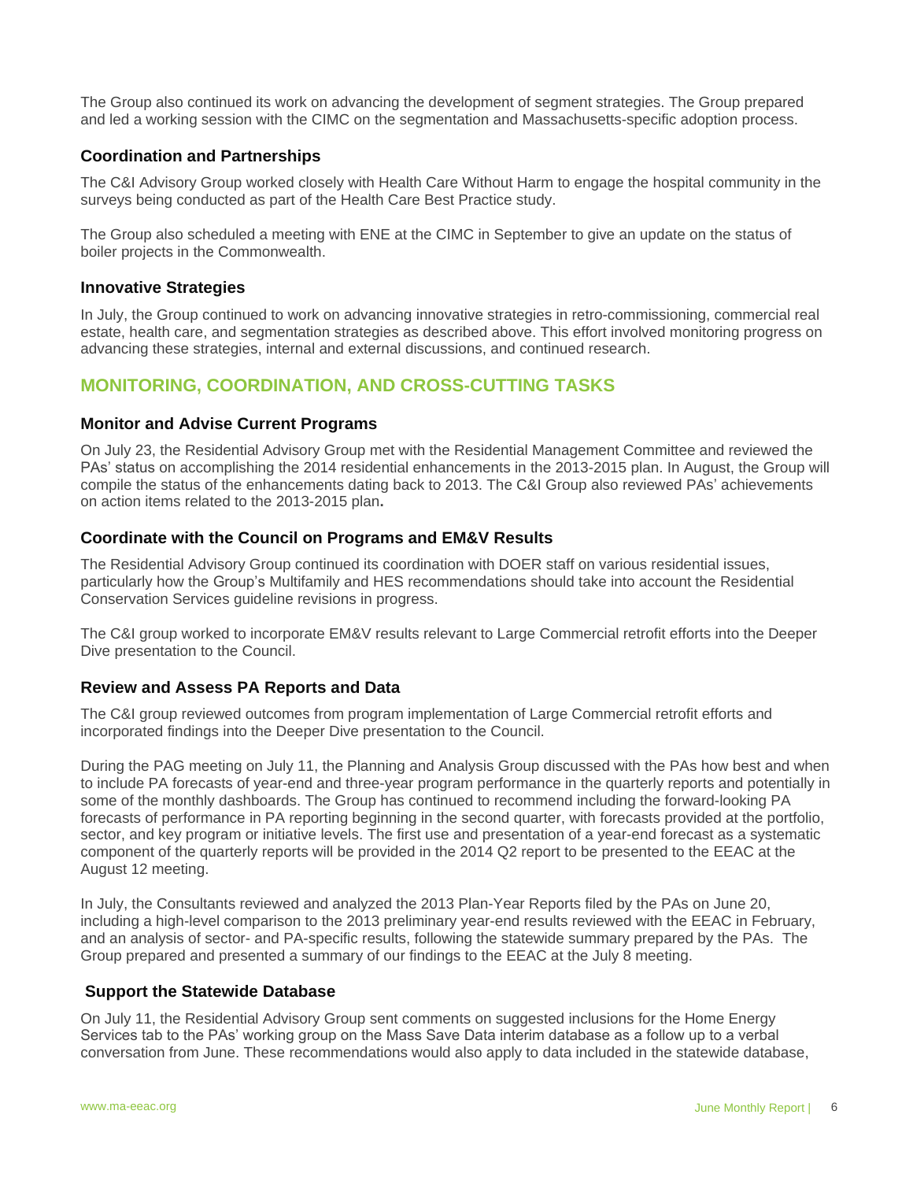The Group also continued its work on advancing the development of segment strategies. The Group prepared and led a working session with the CIMC on the segmentation and Massachusetts-specific adoption process.

### Coordination and Partnerships

The C&I Advisory Group worked closely with Health Care Without Harm to engage the hospital community in the surveys being conducted as part of the Health Care Best Practice study.

The Group also scheduled a meeting with ENE at the CIMC in September to give an update on the status of boiler projects in the Commonwealth.

### Innovative Strategies

In July, the Group continued to work on advancing innovative strategies in retro-commissioning, commercial real estate, health care, and segmentation strategies as described above. This effort involved monitoring progress on advancing these strategies, internal and external discussions, and continued research.

## MONITORING, COORDINATION, AND CROSS-CUTTING TASKS

### Monitor and Advise Current Programs

On July 23, the Residential Advisory Group met with the Residential Management Committee and reviewed the PAs' status on accomplishing the 2014 residential enhancements in the 2013-2015 plan. In August, the Group will compile the status of the enhancements dating back to 2013. The C&I Group also reviewed PAs' achievements on action items related to the 2013-2015 plan.

### Coordinate with the Council on Programs and EM&V Results

The Residential Advisory Group continued its coordination with DOER staff on various residential issues, particularly how the Group's Multifamily and HES recommendations should take into account the Residential Conservation Services guideline revisions in progress.

The C&I group worked to incorporate EM&V results relevant to Large Commercial retrofit efforts into the Deeper Dive presentation to the Council.

### Review and Assess PA Reports and Data

The C&I group reviewed outcomes from program implementation of Large Commercial retrofit efforts and incorporated findings into the Deeper Dive presentation to the Council.

During the PAG meeting on July 11, the Planning and Analysis Group discussed with the PAs how best and when to include PA forecasts of year-end and three-year program performance in the quarterly reports and potentially in some of the monthly dashboards. The Group has continued to recommend including the forward-looking PA forecasts of performance in PA reporting beginning in the second quarter, with forecasts provided at the portfolio, sector, and key program or initiative levels. The first use and presentation of a year-end forecast as a systematic component of the quarterly reports will be provided in the 2014 Q2 report to be presented to the EEAC at the August 12 meeting.

In July, the Consultants reviewed and analyzed the 2013 Plan-Year Reports filed by the PAs on June 20, including a high-level comparison to the 2013 preliminary year-end results reviewed with the EEAC in February, and an analysis of sector- and PA-specific results, following the statewide summary prepared by the PAs. The Group prepared and presented a summary of our findings to the EEAC at the July 8 meeting.

### Support the Statewide Database

On July 11, the Residential Advisory Group sent comments on suggested inclusions for the Home Energy Services tab to the PAs' working group on the Mass Save Data interim database as a follow up to a verbal conversation from June. These recommendations would also apply to data included in the statewide database,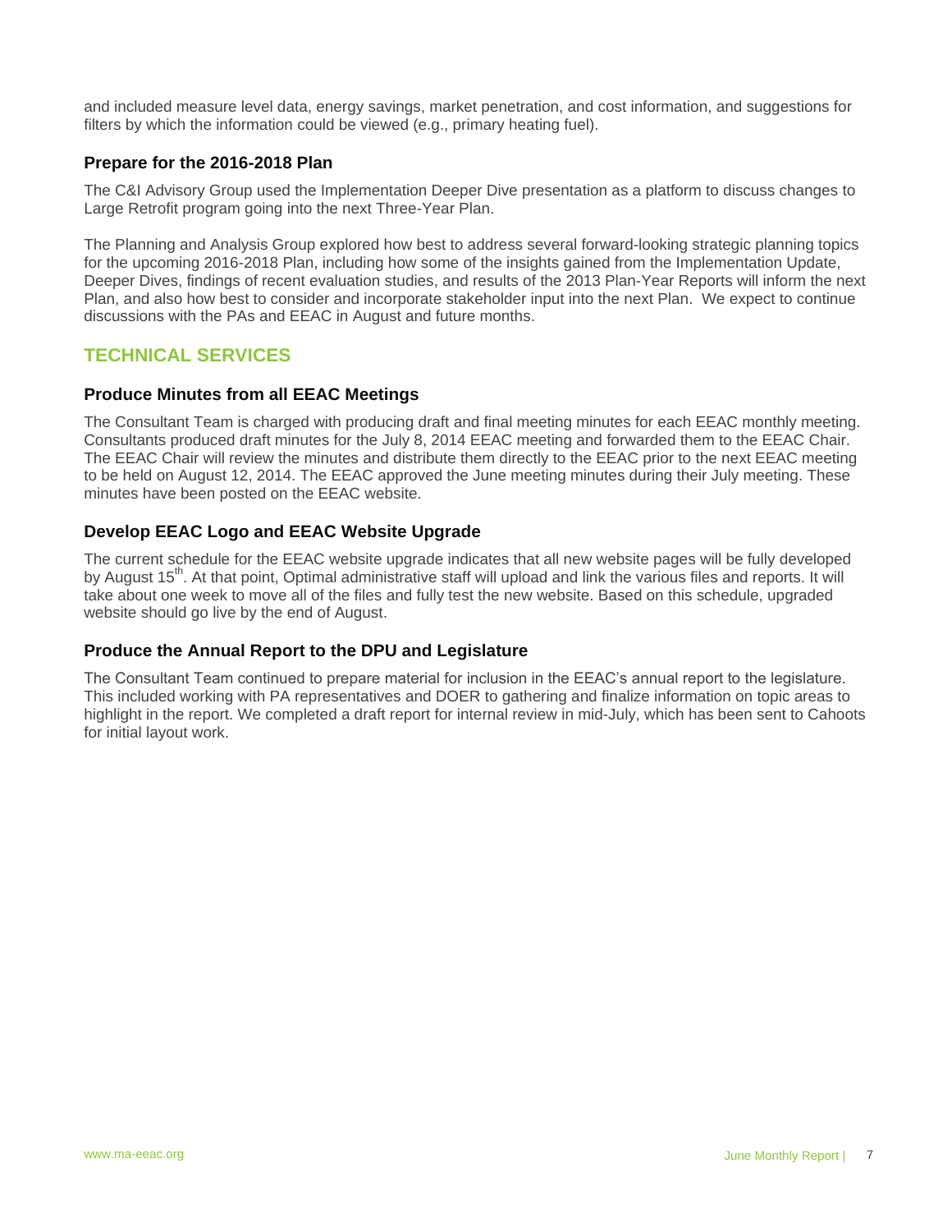and included measure level data, energy savings, market penetration, and cost information, and suggestions for filters by which the information could be viewed (e.g., primary heating fuel).

### Prepare for the 2016-2018 Plan

The C&I Advisory Group used the Implementation Deeper Dive presentation as a platform to discuss changes to Large Retrofit program going into the next Three-Year Plan.

The Planning and Analysis Group explored how best to address several forward-looking strategic planning topics for the upcoming 2016-2018 Plan, including how some of the insights gained from the Implementation Update, Deeper Dives, findings of recent evaluation studies, and results of the 2013 Plan-Year Reports will inform the next Plan, and also how best to consider and incorporate stakeholder input into the next Plan. We expect to continue discussions with the PAs and EEAC in August and future months.

## TECHNICAL SERVICES

### Produce Minutes from all EEAC Meetings

The Consultant Team is charged with producing draft and final meeting minutes for each EEAC monthly meeting. Consultants produced draft minutes for the July 8, 2014 EEAC meeting and forwarded them to the EEAC Chair. The EEAC Chair will review the minutes and distribute them directly to the EEAC prior to the next EEAC meeting to be held on August 12, 2014. The EEAC approved the June meeting minutes during their July meeting. These minutes have been posted on the EEAC website.

### Develop EEAC Logo and EEAC Website Upgrade

The current schedule for the EEAC website upgrade indicates that all new website pages will be fully developed by August 15th. At that point, Optimal administrative staff will upload and link the various files and reports. It will take about one week to move all of the files and fully test the new website. Based on this schedule, upgraded website should go live by the end of August.

### Produce the Annual Report to the DPU and Legislature

The Consultant Team continued to prepare material for inclusion in the EEAC's annual report to the legislature. This included working with PA representatives and DOER to gathering and finalize information on topic areas to highlight in the report. We completed a draft report for internal review in mid-July, which has been sent to Cahoots for initial layout work.